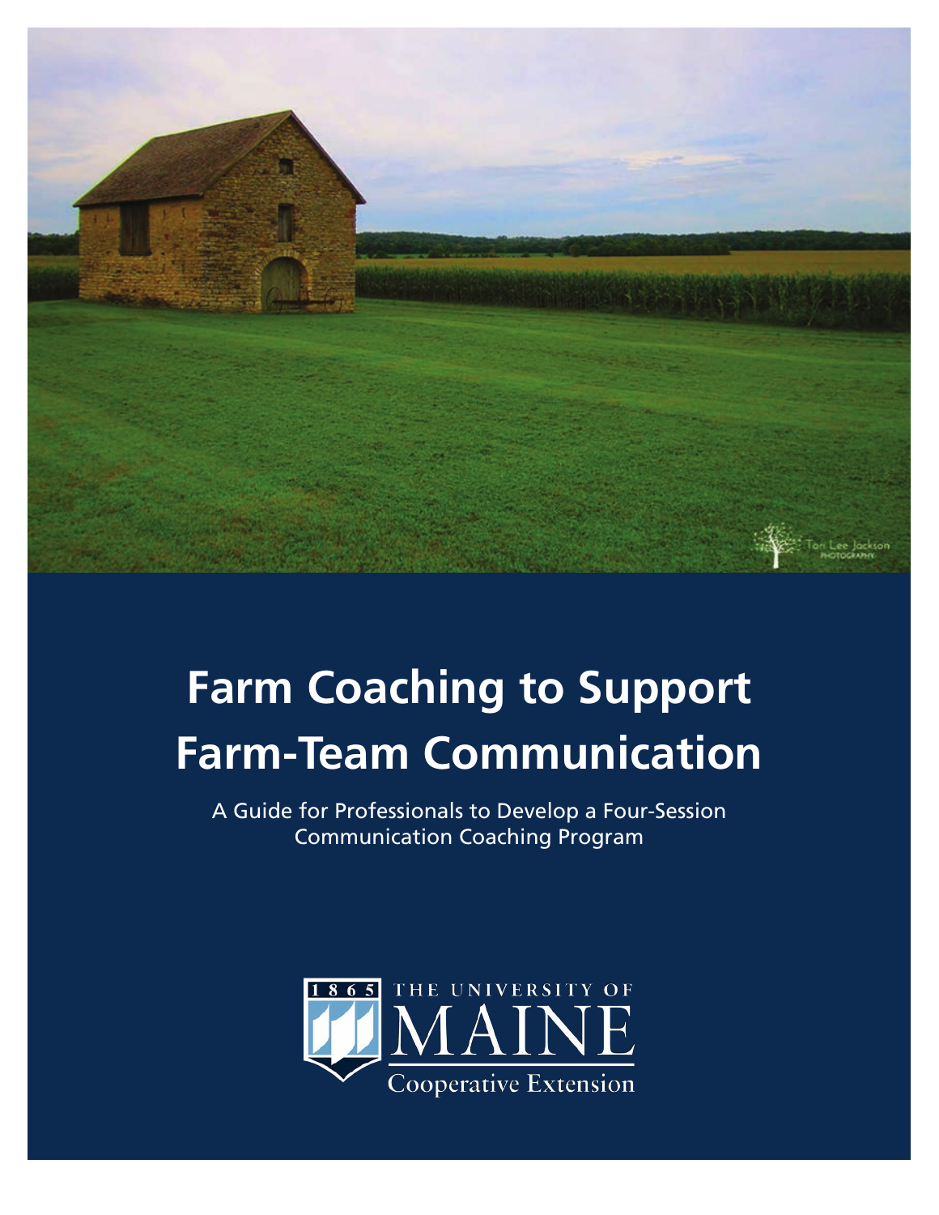# Farm Coaching to Support Farm-Team Communication

A Guide for Professionals to Develop a Four-Session Communication Coaching Program

1865 THE UNIVERSITY OF MAINE Cooperative Extension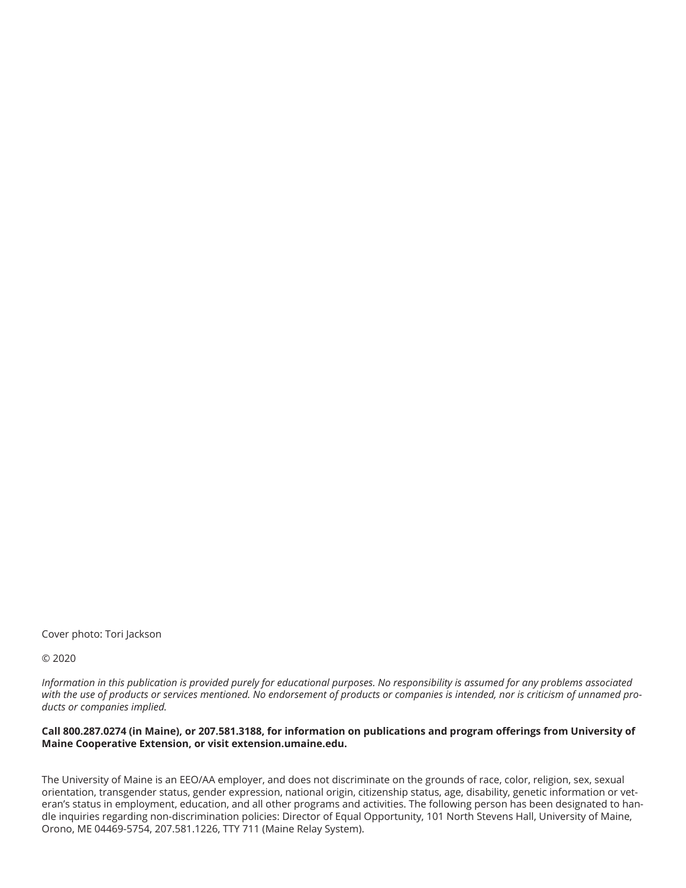Cover photo: Tori Jackson

© 2020

*Information in this publication is provided purely for educational purposes. No responsibility is assumed for any problems associated with the use of products or services mentioned. No endorsement of products or companies is intended, nor is criticism of unnamed products or companies implied.*

**Call 800.287.0274 (in Maine), or 207.581.3188, for information on publications and program offerings from University of Maine Cooperative Extension, or visit extension.umaine.edu.**

The University of Maine is an EEO/AA employer, and does not discriminate on the grounds of race, color, religion, sex, sexual orientation, transgender status, gender expression, national origin, citizenship status, age, disability, genetic information or veteran's status in employment, education, and all other programs and activities. The following person has been designated to handle inquiries regarding non-discrimination policies: Director of Equal Opportunity, 101 North Stevens Hall, University of Maine, Orono, ME 04469-5754, 207.581.1226, TTY 711 (Maine Relay System).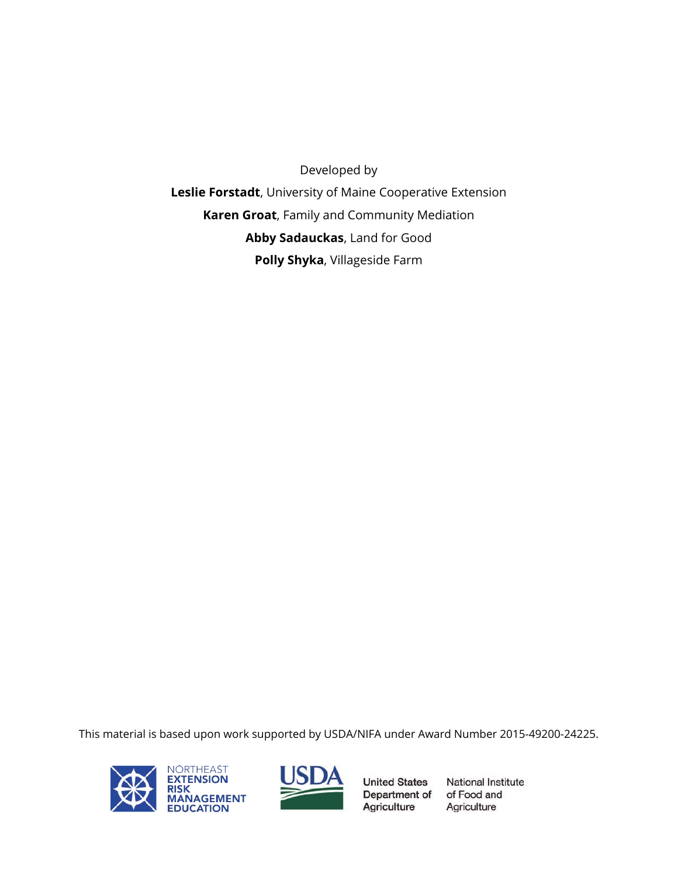Developed by

**Leslie Forstadt**, University of Maine Cooperative Extension

**Karen Groat**, Family and Community Mediation

**Abby Sadauckas**, Land for Good

**Polly Shyka**, Villageside Farm

This material is based upon work supported by USDA/NIFA under Award Number 2015-49200-24225.

NORTHEAST EXTENSION RISK MANAGEMENT EDUCATION

USDA United States Department of Agriculture

National Institute of Food and Agriculture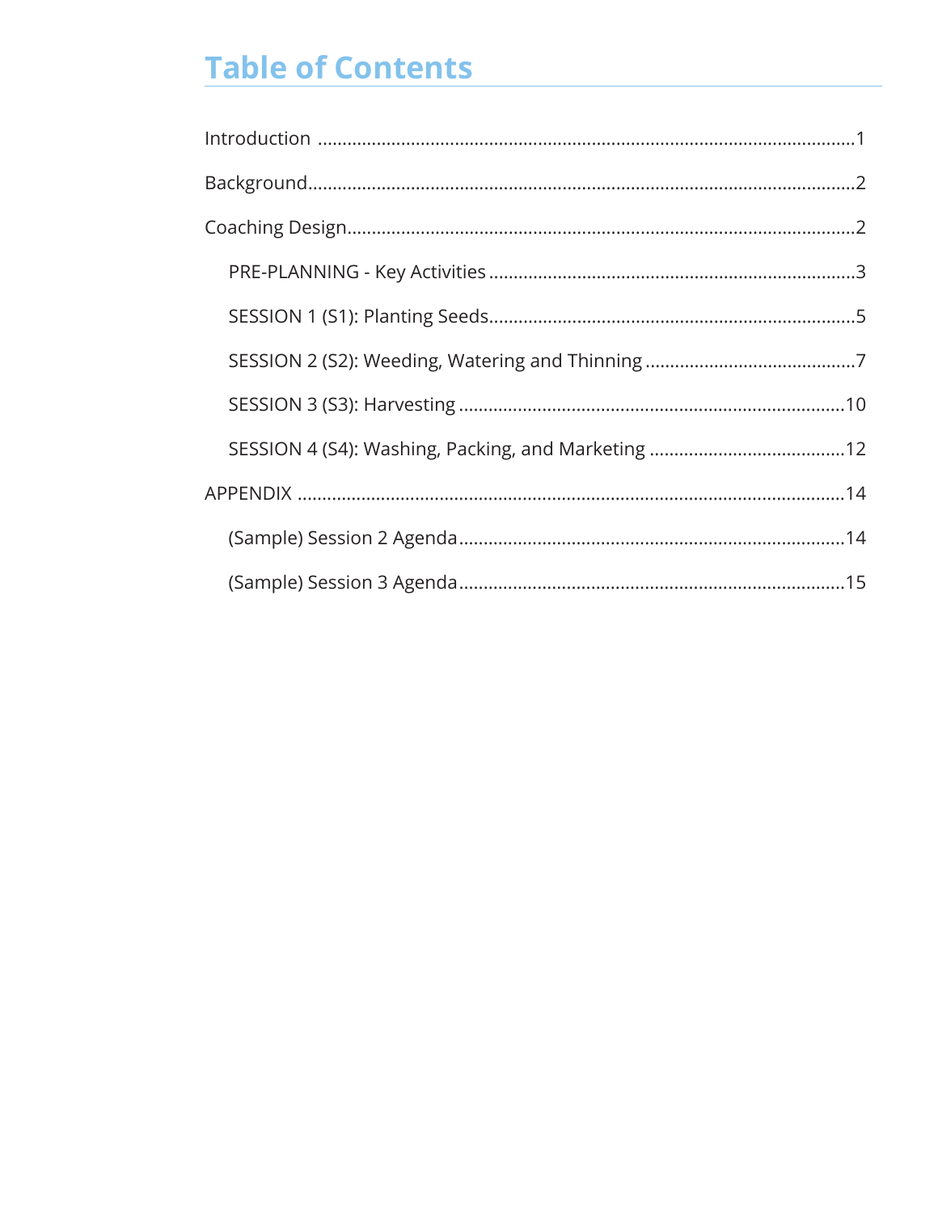# Table of Contents

Introduction ........................................................................................................ 1

Background........................................................................................................... 2

Coaching Design.................................................................................................. 2

- PRE-PLANNING - Key Activities ...................................................................... 3
- SESSION 1 (S1): Planting Seeds....................................................................... 5
- SESSION 2 (S2): Weeding, Watering and Thinning ......................................... 7
- SESSION 3 (S3): Harvesting ........................................................................... 10
- SESSION 4 (S4): Washing, Packing, and Marketing ...................................... 12

APPENDIX ........................................................................................................... 14

- (Sample) Session 2 Agenda........................................................................... 14
- (Sample) Session 3 Agenda........................................................................... 15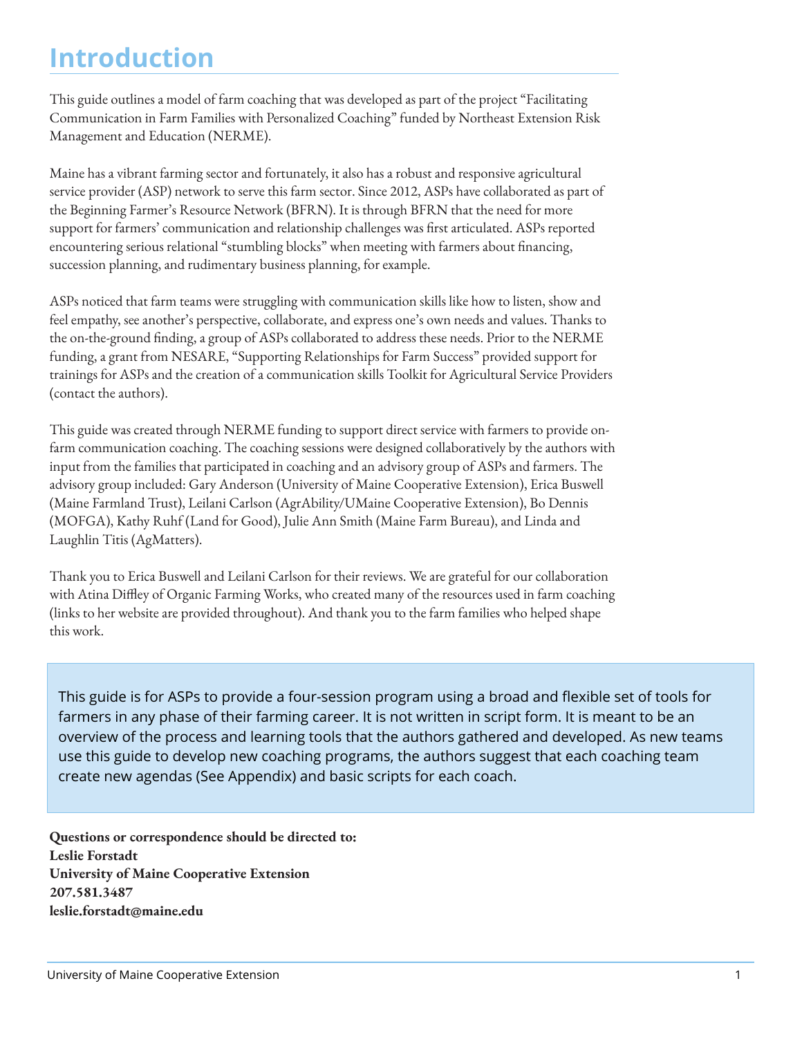# Introduction

This guide outlines a model of farm coaching that was developed as part of the project "Facilitating Communication in Farm Families with Personalized Coaching" funded by Northeast Extension Risk Management and Education (NERME).

Maine has a vibrant farming sector and fortunately, it also has a robust and responsive agricultural service provider (ASP) network to serve this farm sector. Since 2012, ASPs have collaborated as part of the Beginning Farmer's Resource Network (BFRN). It is through BFRN that the need for more support for farmers' communication and relationship challenges was first articulated. ASPs reported encountering serious relational "stumbling blocks" when meeting with farmers about financing, succession planning, and rudimentary business planning, for example.

ASPs noticed that farm teams were struggling with communication skills like how to listen, show and feel empathy, see another's perspective, collaborate, and express one's own needs and values. Thanks to the on-the-ground finding, a group of ASPs collaborated to address these needs. Prior to the NERME funding, a grant from NESARE, "Supporting Relationships for Farm Success" provided support for trainings for ASPs and the creation of a communication skills Toolkit for Agricultural Service Providers (contact the authors).

This guide was created through NERME funding to support direct service with farmers to provide on-farm communication coaching. The coaching sessions were designed collaboratively by the authors with input from the families that participated in coaching and an advisory group of ASPs and farmers. The advisory group included: Gary Anderson (University of Maine Cooperative Extension), Erica Buswell (Maine Farmland Trust), Leilani Carlson (AgrAbility/UMaine Cooperative Extension), Bo Dennis (MOFGA), Kathy Ruhf (Land for Good), Julie Ann Smith (Maine Farm Bureau), and Linda and Laughlin Titis (AgMatters).

Thank you to Erica Buswell and Leilani Carlson for their reviews. We are grateful for our collaboration with Atina Diffley of Organic Farming Works, who created many of the resources used in farm coaching (links to her website are provided throughout). And thank you to the farm families who helped shape this work.

> This guide is for ASPs to provide a four-session program using a broad and flexible set of tools for farmers in any phase of their farming career. It is not written in script form. It is meant to be an overview of the process and learning tools that the authors gathered and developed. As new teams use this guide to develop new coaching programs, the authors suggest that each coaching team create new agendas (See Appendix) and basic scripts for each coach.

**Questions or correspondence should be directed to:**
**Leslie Forstadt**
**University of Maine Cooperative Extension**
**207.581.3487**
**leslie.forstadt@maine.edu**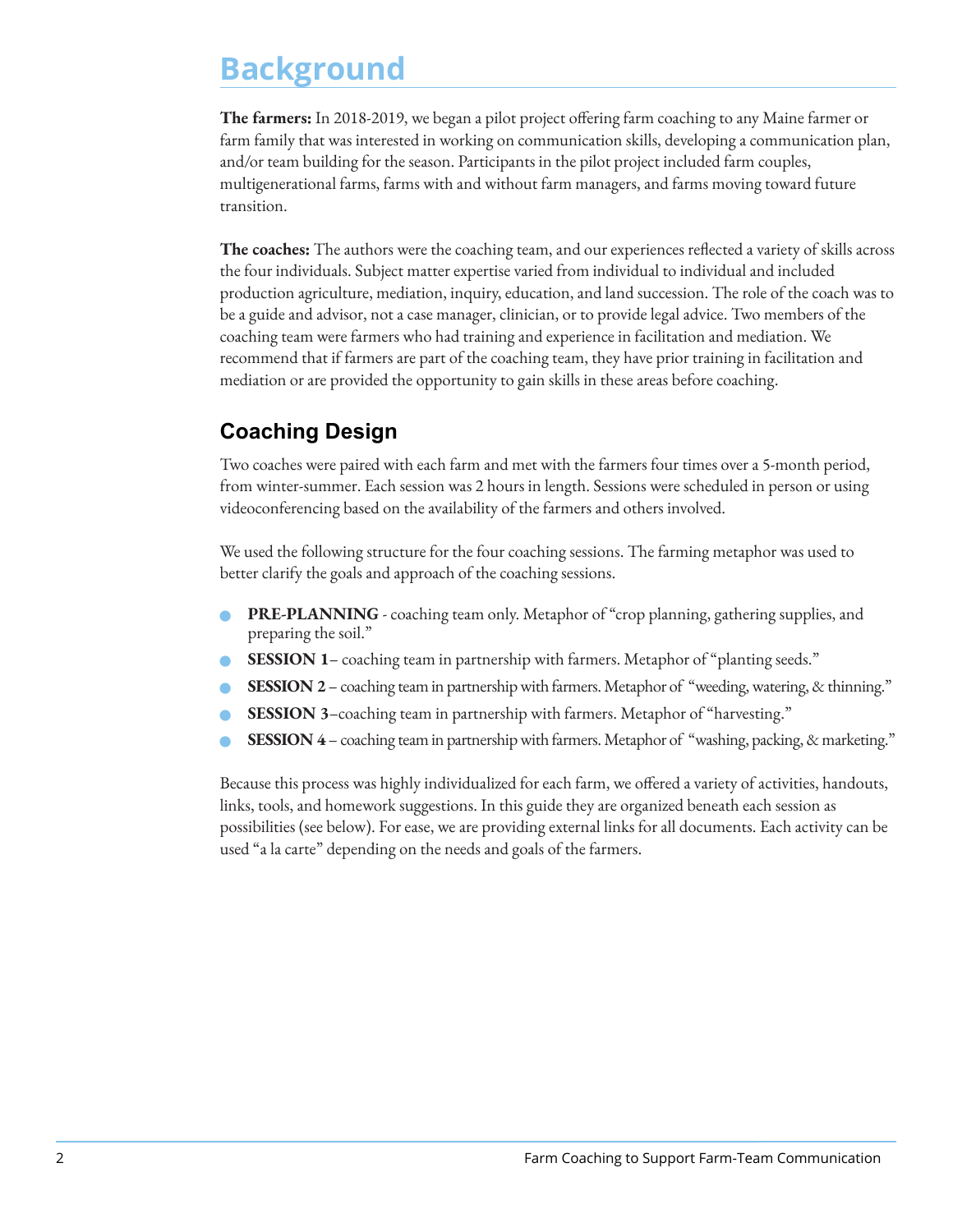# Background

**The farmers:** In 2018-2019, we began a pilot project offering farm coaching to any Maine farmer or farm family that was interested in working on communication skills, developing a communication plan, and/or team building for the season. Participants in the pilot project included farm couples, multigenerational farms, farms with and without farm managers, and farms moving toward future transition.

**The coaches:** The authors were the coaching team, and our experiences reflected a variety of skills across the four individuals. Subject matter expertise varied from individual to individual and included production agriculture, mediation, inquiry, education, and land succession. The role of the coach was to be a guide and advisor, not a case manager, clinician, or to provide legal advice. Two members of the coaching team were farmers who had training and experience in facilitation and mediation. We recommend that if farmers are part of the coaching team, they have prior training in facilitation and mediation or are provided the opportunity to gain skills in these areas before coaching.

## Coaching Design

Two coaches were paired with each farm and met with the farmers four times over a 5-month period, from winter-summer. Each session was 2 hours in length. Sessions were scheduled in person or using videoconferencing based on the availability of the farmers and others involved.

We used the following structure for the four coaching sessions. The farming metaphor was used to better clarify the goals and approach of the coaching sessions.

- **PRE-PLANNING** - coaching team only. Metaphor of "crop planning, gathering supplies, and preparing the soil."
- **SESSION 1**– coaching team in partnership with farmers. Metaphor of "planting seeds."
- **SESSION 2** – coaching team in partnership with farmers. Metaphor of "weeding, watering, & thinning."
- **SESSION 3**–coaching team in partnership with farmers. Metaphor of "harvesting."
- **SESSION 4** – coaching team in partnership with farmers. Metaphor of "washing, packing, & marketing."

Because this process was highly individualized for each farm, we offered a variety of activities, handouts, links, tools, and homework suggestions. In this guide they are organized beneath each session as possibilities (see below). For ease, we are providing external links for all documents. Each activity can be used "a la carte" depending on the needs and goals of the farmers.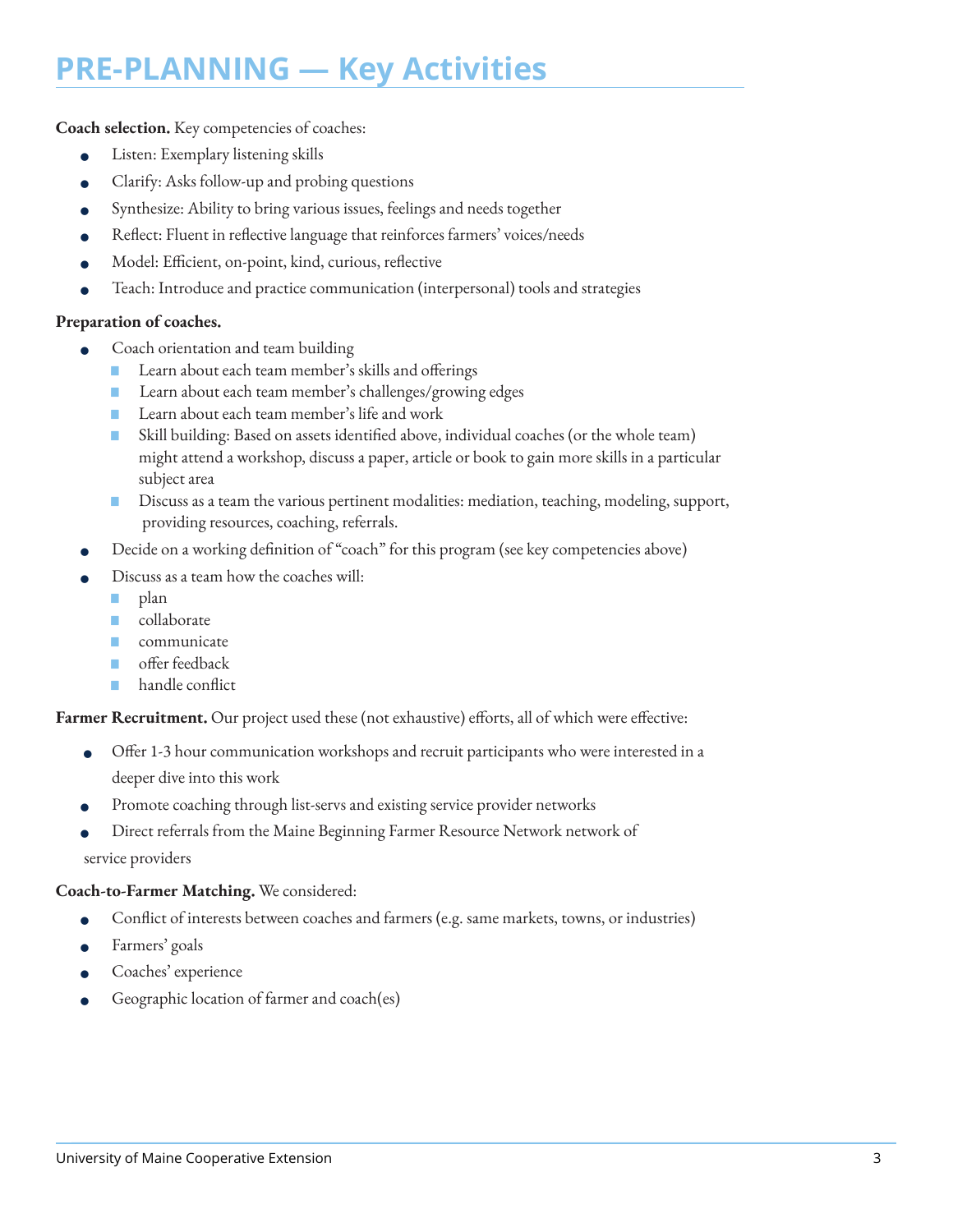# PRE-PLANNING — Key Activities

**Coach selection.** Key competencies of coaches:

- Listen: Exemplary listening skills
- Clarify: Asks follow-up and probing questions
- Synthesize: Ability to bring various issues, feelings and needs together
- Reflect: Fluent in reflective language that reinforces farmers' voices/needs
- Model: Efficient, on-point, kind, curious, reflective
- Teach: Introduce and practice communication (interpersonal) tools and strategies

**Preparation of coaches.**

- Coach orientation and team building
  - Learn about each team member's skills and offerings
  - Learn about each team member's challenges/growing edges
  - Learn about each team member's life and work
  - Skill building: Based on assets identified above, individual coaches (or the whole team) might attend a workshop, discuss a paper, article or book to gain more skills in a particular subject area
  - Discuss as a team the various pertinent modalities: mediation, teaching, modeling, support, providing resources, coaching, referrals.
- Decide on a working definition of "coach" for this program (see key competencies above)
- Discuss as a team how the coaches will:
  - plan
  - collaborate
  - communicate
  - offer feedback
  - handle conflict

**Farmer Recruitment.** Our project used these (not exhaustive) efforts, all of which were effective:

- Offer 1-3 hour communication workshops and recruit participants who were interested in a deeper dive into this work
- Promote coaching through list-servs and existing service provider networks
- Direct referrals from the Maine Beginning Farmer Resource Network network of service providers

**Coach-to-Farmer Matching.** We considered:

- Conflict of interests between coaches and farmers (e.g. same markets, towns, or industries)
- Farmers' goals
- Coaches' experience
- Geographic location of farmer and coach(es)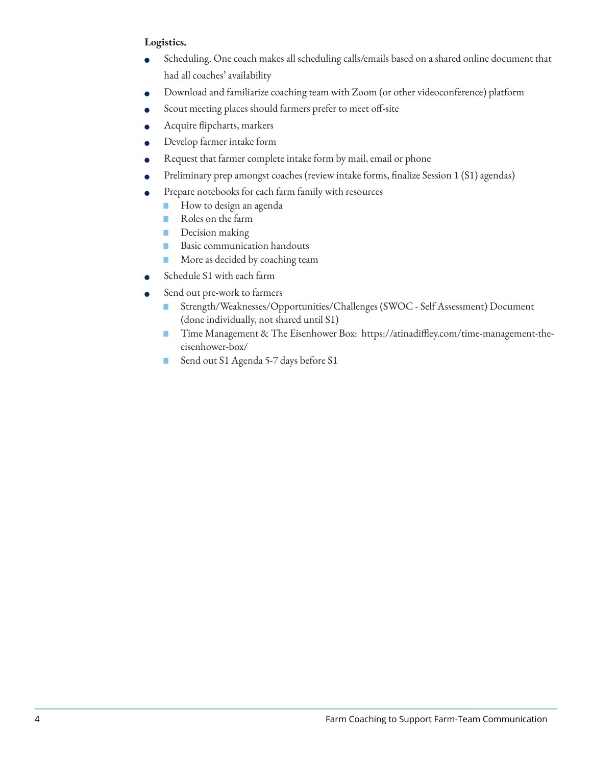**Logistics.**

- Scheduling. One coach makes all scheduling calls/emails based on a shared online document that had all coaches' availability
- Download and familiarize coaching team with Zoom (or other videoconference) platform
- Scout meeting places should farmers prefer to meet off-site
- Acquire flipcharts, markers
- Develop farmer intake form
- Request that farmer complete intake form by mail, email or phone
- Preliminary prep amongst coaches (review intake forms, finalize Session 1 (S1) agendas)
- Prepare notebooks for each farm family with resources
  - How to design an agenda
  - Roles on the farm
  - Decision making
  - Basic communication handouts
  - More as decided by coaching team
- Schedule S1 with each farm
- Send out pre-work to farmers
  - Strength/Weaknesses/Opportunities/Challenges (SWOC - Self Assessment) Document (done individually, not shared until S1)
  - Time Management & The Eisenhower Box: https://atinadiffley.com/time-management-the-eisenhower-box/
  - Send out S1 Agenda 5-7 days before S1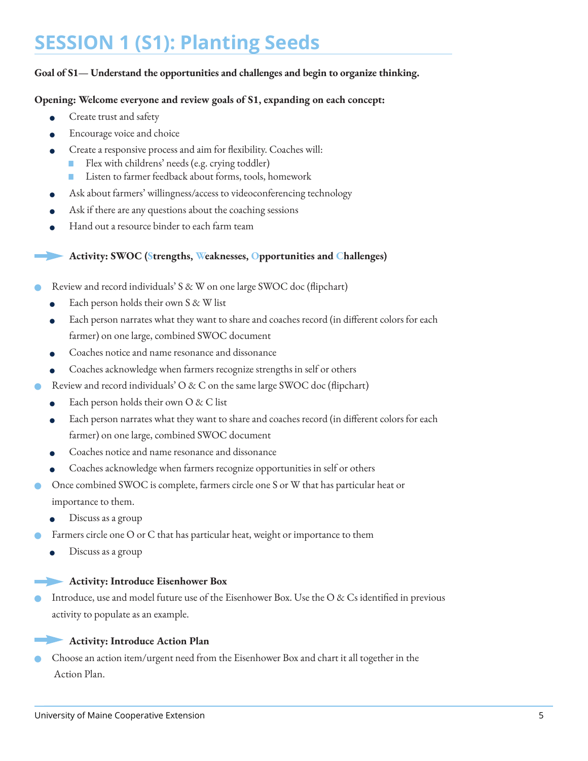# SESSION 1 (S1): Planting Seeds

**Goal of S1— Understand the opportunities and challenges and begin to organize thinking.**

**Opening: Welcome everyone and review goals of S1, expanding on each concept:**

- Create trust and safety
- Encourage voice and choice
- Create a responsive process and aim for flexibility. Coaches will:
  - Flex with childrens' needs (e.g. crying toddler)
  - Listen to farmer feedback about forms, tools, homework
- Ask about farmers' willingness/access to videoconferencing technology
- Ask if there are any questions about the coaching sessions
- Hand out a resource binder to each farm team

### Activity: SWOC (Strengths, Weaknesses, Opportunities and Challenges)

- Review and record individuals' S & W on one large SWOC doc (flipchart)
  - Each person holds their own S & W list
  - Each person narrates what they want to share and coaches record (in different colors for each farmer) on one large, combined SWOC document
  - Coaches notice and name resonance and dissonance
  - Coaches acknowledge when farmers recognize strengths in self or others
- Review and record individuals' O & C on the same large SWOC doc (flipchart)
  - Each person holds their own O & C list
  - Each person narrates what they want to share and coaches record (in different colors for each farmer) on one large, combined SWOC document
  - Coaches notice and name resonance and dissonance
  - Coaches acknowledge when farmers recognize opportunities in self or others
- Once combined SWOC is complete, farmers circle one S or W that has particular heat or importance to them.
  - Discuss as a group
- Farmers circle one O or C that has particular heat, weight or importance to them
  - Discuss as a group

### Activity: Introduce Eisenhower Box

- Introduce, use and model future use of the Eisenhower Box. Use the O & Cs identified in previous activity to populate as an example.

### Activity: Introduce Action Plan

- Choose an action item/urgent need from the Eisenhower Box and chart it all together in the Action Plan.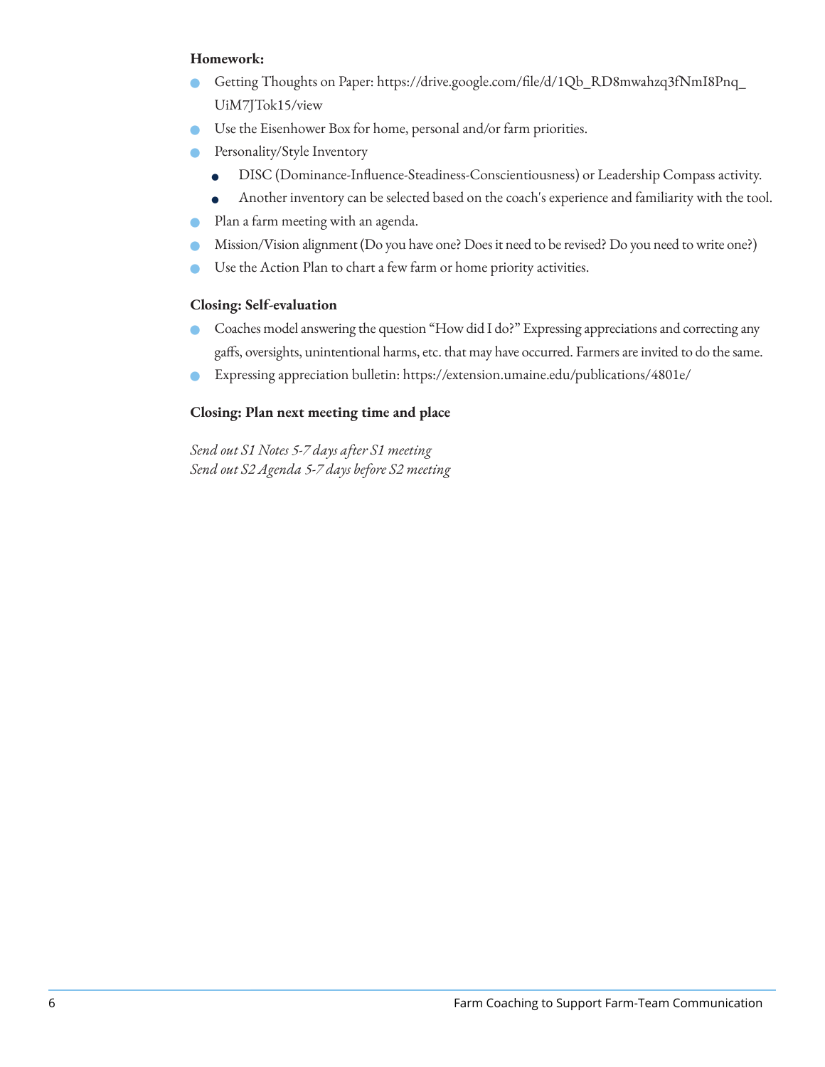**Homework:**

- Getting Thoughts on Paper: https://drive.google.com/file/d/1Qb_RD8mwahzq3fNmI8Pnq_UiM7JTok15/view
- Use the Eisenhower Box for home, personal and/or farm priorities.
- Personality/Style Inventory
    - DISC (Dominance-Influence-Steadiness-Conscientiousness) or Leadership Compass activity.
    - Another inventory can be selected based on the coach's experience and familiarity with the tool.
- Plan a farm meeting with an agenda.
- Mission/Vision alignment (Do you have one? Does it need to be revised? Do you need to write one?)
- Use the Action Plan to chart a few farm or home priority activities.

**Closing: Self-evaluation**

- Coaches model answering the question "How did I do?" Expressing appreciations and correcting any gaffs, oversights, unintentional harms, etc. that may have occurred. Farmers are invited to do the same.
- Expressing appreciation bulletin: https://extension.umaine.edu/publications/4801e/

**Closing: Plan next meeting time and place**

*Send out S1 Notes 5-7 days after S1 meeting*
*Send out S2 Agenda 5-7 days before S2 meeting*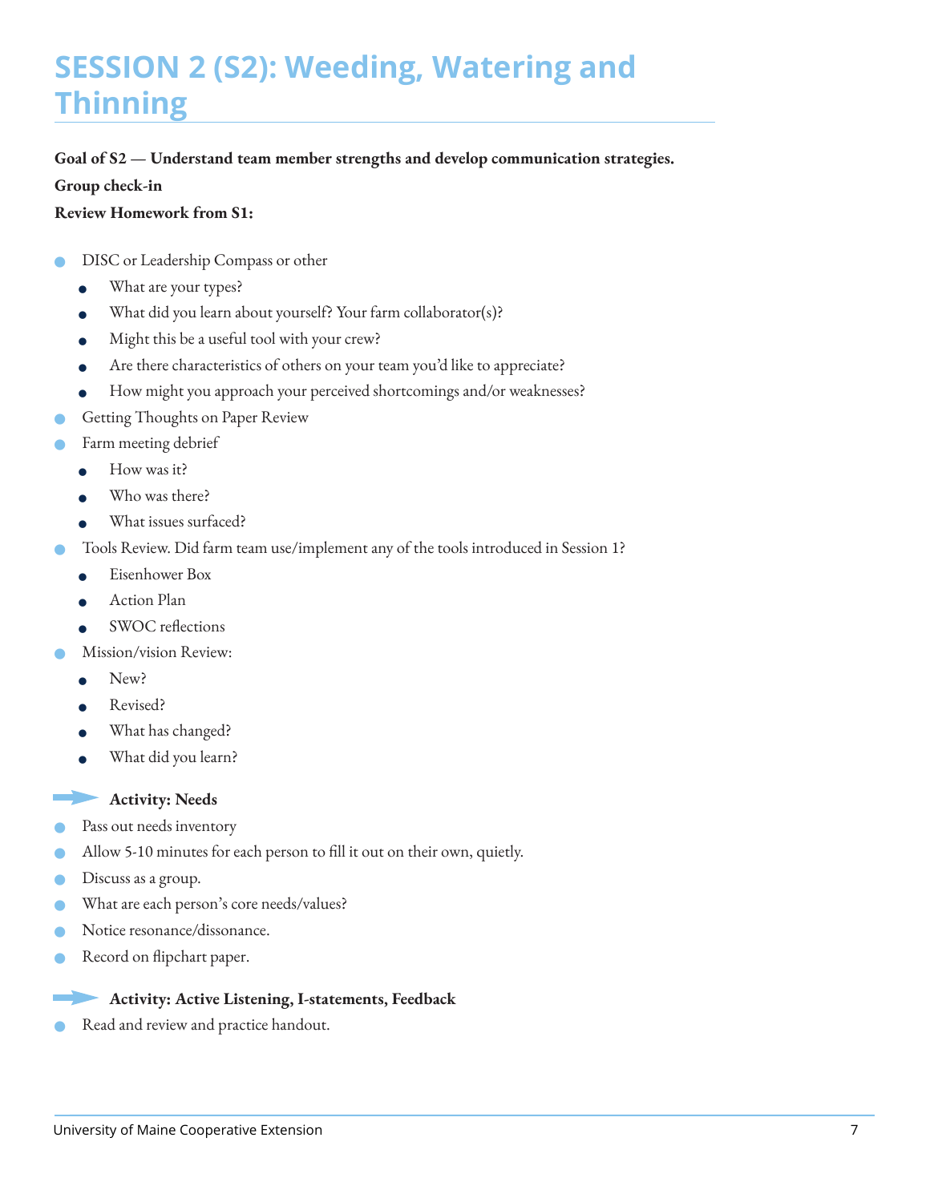# SESSION 2 (S2): Weeding, Watering and Thinning

**Goal of S2 — Understand team member strengths and develop communication strategies.**

**Group check-in**

**Review Homework from S1:**

- DISC or Leadership Compass or other
  - What are your types?
  - What did you learn about yourself? Your farm collaborator(s)?
  - Might this be a useful tool with your crew?
  - Are there characteristics of others on your team you'd like to appreciate?
  - How might you approach your perceived shortcomings and/or weaknesses?
- Getting Thoughts on Paper Review
- Farm meeting debrief
  - How was it?
  - Who was there?
  - What issues surfaced?
- Tools Review. Did farm team use/implement any of the tools introduced in Session 1?
  - Eisenhower Box
  - Action Plan
  - SWOC reflections
- Mission/vision Review:
  - New?
  - Revised?
  - What has changed?
  - What did you learn?

**Activity: Needs**

- Pass out needs inventory
- Allow 5-10 minutes for each person to fill it out on their own, quietly.
- Discuss as a group.
- What are each person's core needs/values?
- Notice resonance/dissonance.
- Record on flipchart paper.

**Activity: Active Listening, I-statements, Feedback**

- Read and review and practice handout.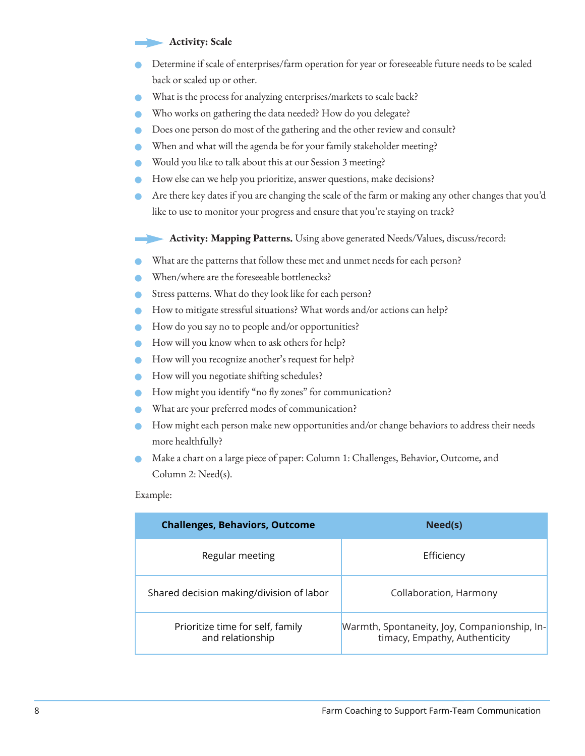**Activity: Scale**

- Determine if scale of enterprises/farm operation for year or foreseeable future needs to be scaled back or scaled up or other.
- What is the process for analyzing enterprises/markets to scale back?
- Who works on gathering the data needed? How do you delegate?
- Does one person do most of the gathering and the other review and consult?
- When and what will the agenda be for your family stakeholder meeting?
- Would you like to talk about this at our Session 3 meeting?
- How else can we help you prioritize, answer questions, make decisions?
- Are there key dates if you are changing the scale of the farm or making any other changes that you'd like to use to monitor your progress and ensure that you're staying on track?

**Activity: Mapping Patterns.** Using above generated Needs/Values, discuss/record:

- What are the patterns that follow these met and unmet needs for each person?
- When/where are the foreseeable bottlenecks?
- Stress patterns. What do they look like for each person?
- How to mitigate stressful situations? What words and/or actions can help?
- How do you say no to people and/or opportunities?
- How will you know when to ask others for help?
- How will you recognize another's request for help?
- How will you negotiate shifting schedules?
- How might you identify "no fly zones" for communication?
- What are your preferred modes of communication?
- How might each person make new opportunities and/or change behaviors to address their needs more healthfully?
- Make a chart on a large piece of paper: Column 1: Challenges, Behavior, Outcome, and Column 2: Need(s).

Example:

| Challenges, Behaviors, Outcome | Need(s) |
|---|---|
| Regular meeting | Efficiency |
| Shared decision making/division of labor | Collaboration, Harmony |
| Prioritize time for self, family and relationship | Warmth, Spontaneity, Joy, Companionship, Intimacy, Empathy, Authenticity |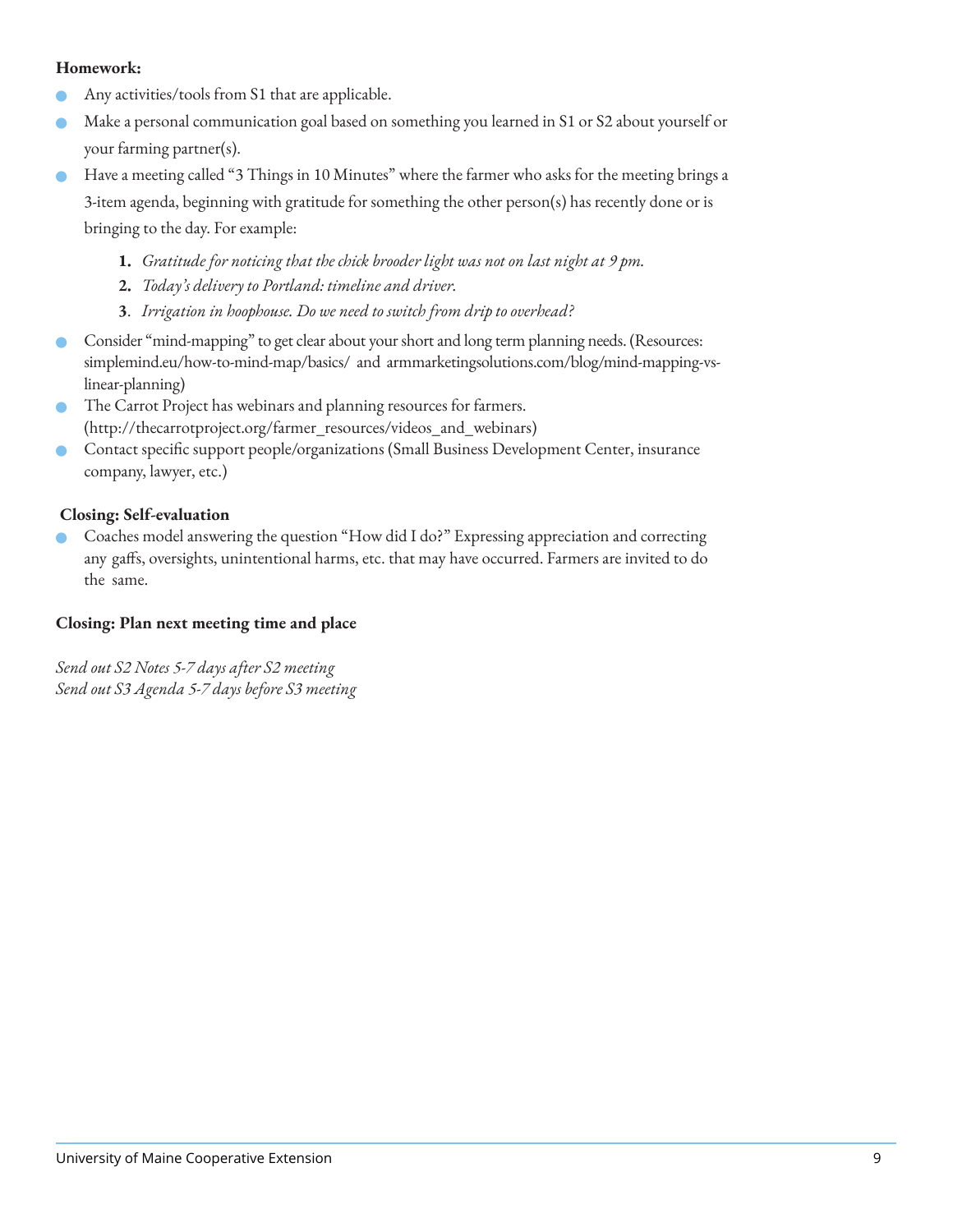**Homework:**

- Any activities/tools from S1 that are applicable.
- Make a personal communication goal based on something you learned in S1 or S2 about yourself or your farming partner(s).
- Have a meeting called "3 Things in 10 Minutes" where the farmer who asks for the meeting brings a 3-item agenda, beginning with gratitude for something the other person(s) has recently done or is bringing to the day. For example:
    1. *Gratitude for noticing that the chick brooder light was not on last night at 9 pm.*
    2. *Today's delivery to Portland: timeline and driver.*
    3. *Irrigation in hoophouse. Do we need to switch from drip to overhead?*
- Consider "mind-mapping" to get clear about your short and long term planning needs. (Resources: simplemind.eu/how-to-mind-map/basics/ and armmarketingsolutions.com/blog/mind-mapping-vs-linear-planning)
- The Carrot Project has webinars and planning resources for farmers. (http://thecarrotproject.org/farmer_resources/videos_and_webinars)
- Contact specific support people/organizations (Small Business Development Center, insurance company, lawyer, etc.)

**Closing: Self-evaluation**

- Coaches model answering the question "How did I do?" Expressing appreciation and correcting any gaffs, oversights, unintentional harms, etc. that may have occurred. Farmers are invited to do the same.

**Closing: Plan next meeting time and place**

*Send out S2 Notes 5-7 days after S2 meeting*
*Send out S3 Agenda 5-7 days before S3 meeting*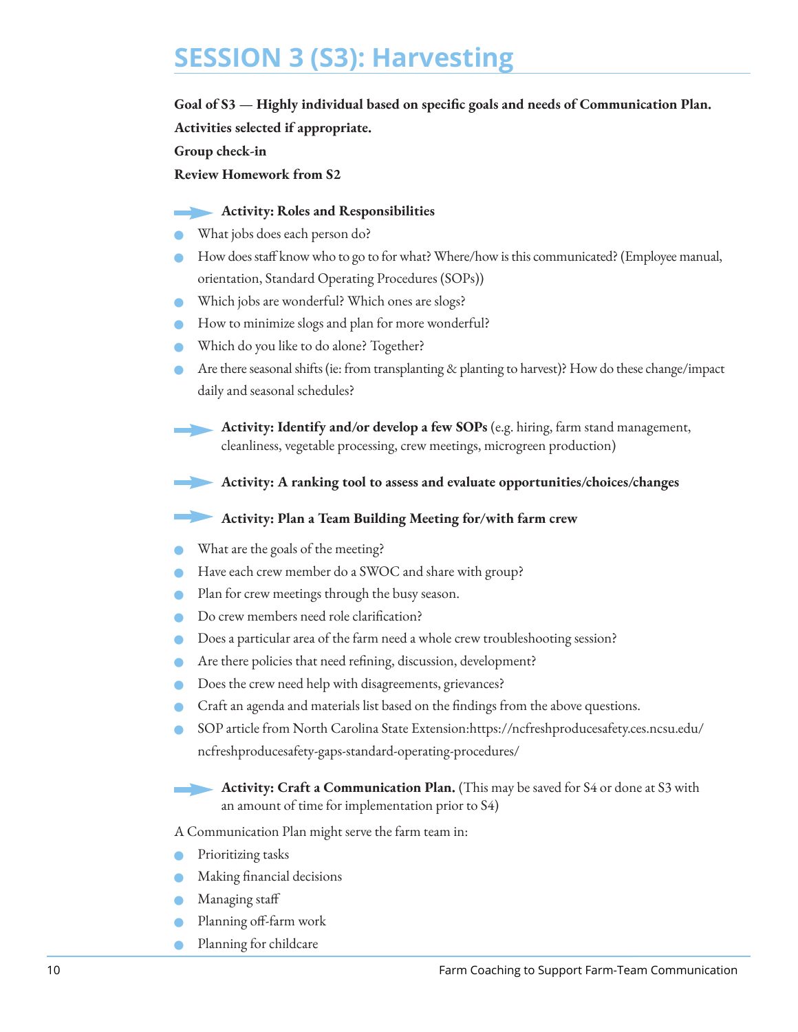# SESSION 3 (S3): Harvesting

**Goal of S3 — Highly individual based on specific goals and needs of Communication Plan.**

**Activities selected if appropriate.**

**Group check-in**

**Review Homework from S2**

**Activity: Roles and Responsibilities**

- What jobs does each person do?
- How does staff know who to go to for what? Where/how is this communicated? (Employee manual, orientation, Standard Operating Procedures (SOPs))
- Which jobs are wonderful? Which ones are slogs?
- How to minimize slogs and plan for more wonderful?
- Which do you like to do alone? Together?
- Are there seasonal shifts (ie: from transplanting & planting to harvest)? How do these change/impact daily and seasonal schedules?

**Activity: Identify and/or develop a few SOPs** (e.g. hiring, farm stand management, cleanliness, vegetable processing, crew meetings, microgreen production)

**Activity: A ranking tool to assess and evaluate opportunities/choices/changes**

**Activity: Plan a Team Building Meeting for/with farm crew**

- What are the goals of the meeting?
- Have each crew member do a SWOC and share with group?
- Plan for crew meetings through the busy season.
- Do crew members need role clarification?
- Does a particular area of the farm need a whole crew troubleshooting session?
- Are there policies that need refining, discussion, development?
- Does the crew need help with disagreements, grievances?
- Craft an agenda and materials list based on the findings from the above questions.
- SOP article from North Carolina State Extension:https://ncfreshproducesafety.ces.ncsu.edu/ncfreshproducesafety-gaps-standard-operating-procedures/

**Activity: Craft a Communication Plan.** (This may be saved for S4 or done at S3 with an amount of time for implementation prior to S4)

A Communication Plan might serve the farm team in:

- Prioritizing tasks
- Making financial decisions
- Managing staff
- Planning off-farm work
- Planning for childcare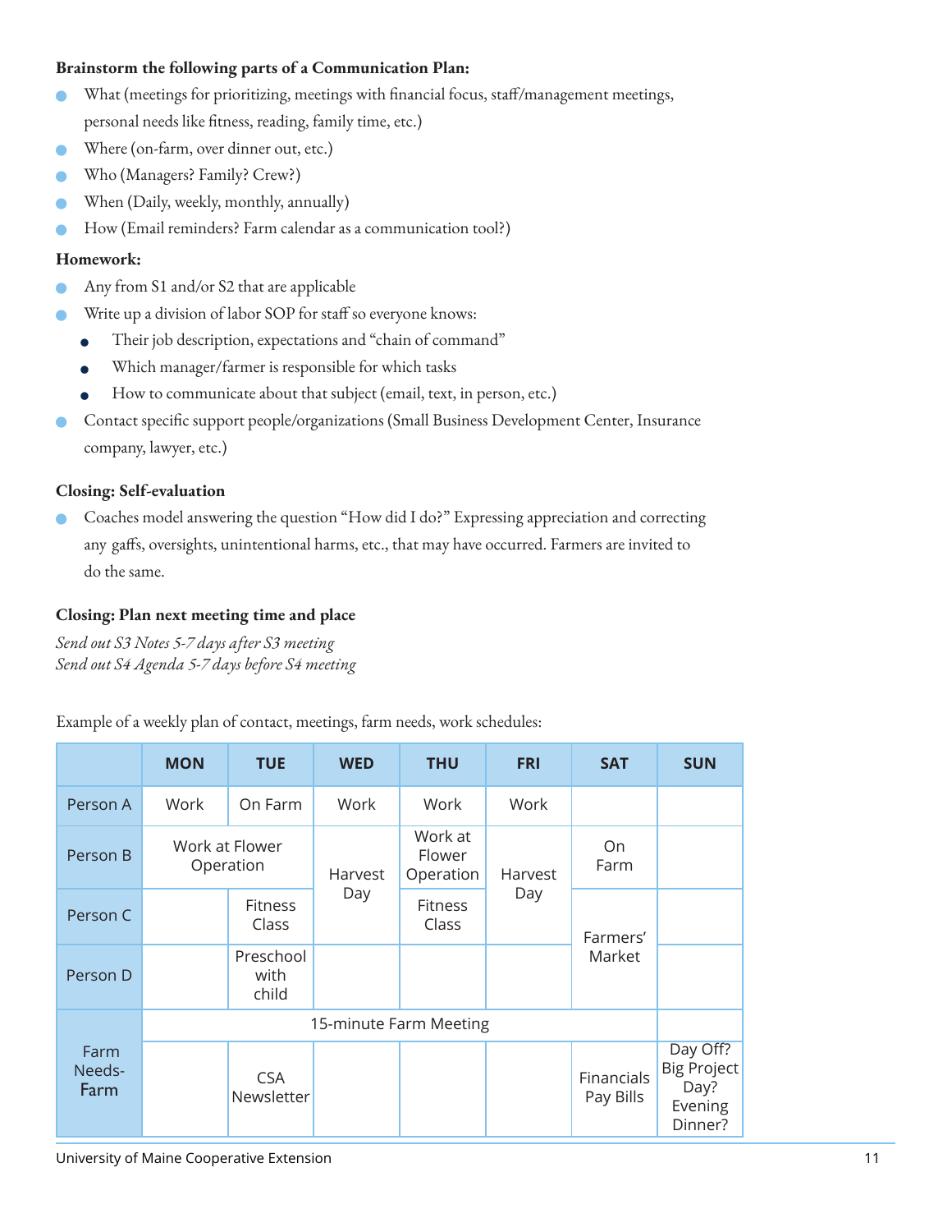**Brainstorm the following parts of a Communication Plan:**

- What (meetings for prioritizing, meetings with financial focus, staff/management meetings, personal needs like fitness, reading, family time, etc.)
- Where (on-farm, over dinner out, etc.)
- Who (Managers? Family? Crew?)
- When (Daily, weekly, monthly, annually)
- How (Email reminders? Farm calendar as a communication tool?)

**Homework:**

- Any from S1 and/or S2 that are applicable
- Write up a division of labor SOP for staff so everyone knows:
  - Their job description, expectations and "chain of command"
  - Which manager/farmer is responsible for which tasks
  - How to communicate about that subject (email, text, in person, etc.)
- Contact specific support people/organizations (Small Business Development Center, Insurance company, lawyer, etc.)

**Closing: Self-evaluation**

- Coaches model answering the question "How did I do?" Expressing appreciation and correcting any gaffs, oversights, unintentional harms, etc., that may have occurred. Farmers are invited to do the same.

**Closing: Plan next meeting time and place**

*Send out S3 Notes 5-7 days after S3 meeting*
*Send out S4 Agenda 5-7 days before S4 meeting*

Example of a weekly plan of contact, meetings, farm needs, work schedules:

| | MON | TUE | WED | THU | FRI | SAT | SUN |
|---|---|---|---|---|---|---|---|
| Person A | Work | On Farm | Work | Work | Work | | |
| Person B | Work at Flower Operation | Work at Flower Operation | Harvest Day | Work at Flower Operation | Harvest Day | On Farm | |
| Person C | | Fitness Class | Harvest Day | Fitness Class | Harvest Day | Farmers' Market | |
| Person D | | Preschool with child | | | | Farmers' Market | |
| Farm Needs- Farm | 15-minute Farm Meeting | 15-minute Farm Meeting | 15-minute Farm Meeting | 15-minute Farm Meeting | 15-minute Farm Meeting | 15-minute Farm Meeting | |
| | | CSA Newsletter | | | | Financials Pay Bills | Day Off? Big Project Day? Evening Dinner? |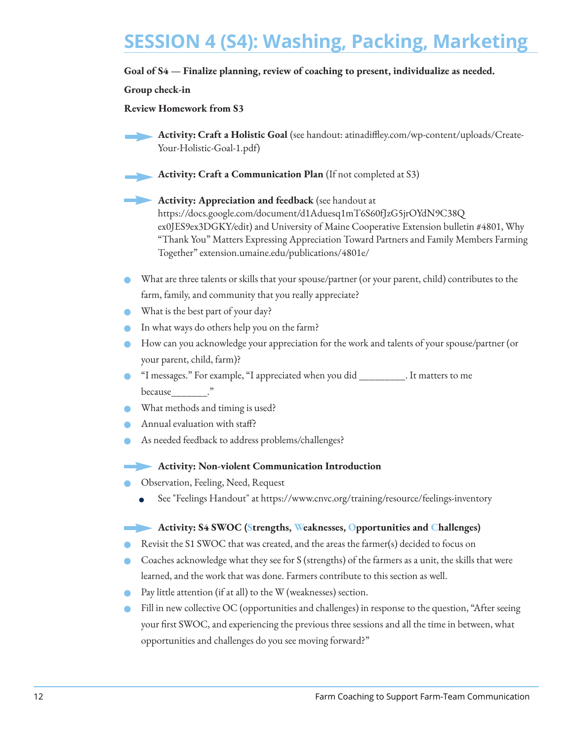# SESSION 4 (S4): Washing, Packing, Marketing

**Goal of S4 — Finalize planning, review of coaching to present, individualize as needed.**

**Group check-in**

**Review Homework from S3**

**Activity: Craft a Holistic Goal** (see handout: atinadiffley.com/wp-content/uploads/Create-Your-Holistic-Goal-1.pdf)

**Activity: Craft a Communication Plan** (If not completed at S3)

**Activity: Appreciation and feedback** (see handout at https://docs.google.com/document/d1Aduesq1mT6S60fJzG5jrOYdN9C38Qex0JES9ex3DGKY/edit) and University of Maine Cooperative Extension bulletin #4801, Why "Thank You" Matters Expressing Appreciation Toward Partners and Family Members Farming Together" extension.umaine.edu/publications/4801e/

- What are three talents or skills that your spouse/partner (or your parent, child) contributes to the farm, family, and community that you really appreciate?
- What is the best part of your day?
- In what ways do others help you on the farm?
- How can you acknowledge your appreciation for the work and talents of your spouse/partner (or your parent, child, farm)?
- "I messages." For example, "I appreciated when you did _________. It matters to me because_______."
- What methods and timing is used?
- Annual evaluation with staff?
- As needed feedback to address problems/challenges?

**Activity: Non-violent Communication Introduction**

- Observation, Feeling, Need, Request
  - See "Feelings Handout" at https://www.cnvc.org/training/resource/feelings-inventory

**Activity: S4 SWOC (Strengths, Weaknesses, Opportunities and Challenges)**

- Revisit the S1 SWOC that was created, and the areas the farmer(s) decided to focus on
- Coaches acknowledge what they see for S (strengths) of the farmers as a unit, the skills that were learned, and the work that was done. Farmers contribute to this section as well.
- Pay little attention (if at all) to the W (weaknesses) section.
- Fill in new collective OC (opportunities and challenges) in response to the question, "After seeing your first SWOC, and experiencing the previous three sessions and all the time in between, what opportunities and challenges do you see moving forward?"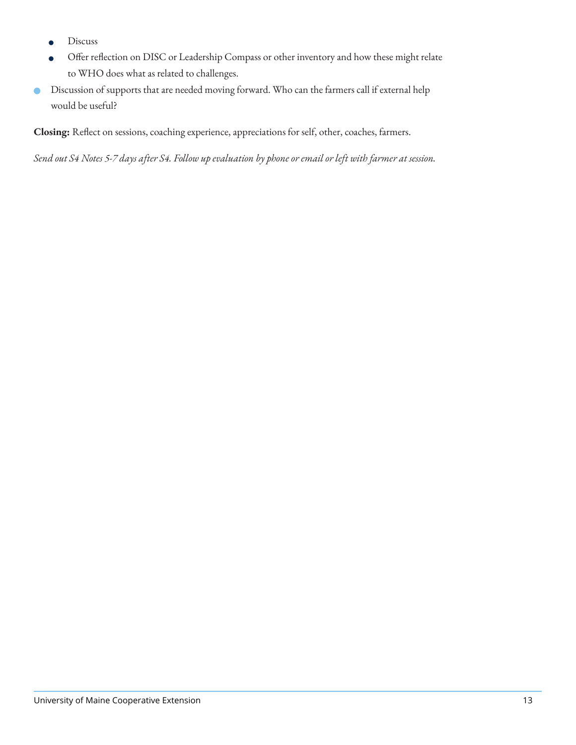- Discuss
  - Offer reflection on DISC or Leadership Compass or other inventory and how these might relate to WHO does what as related to challenges.
- Discussion of supports that are needed moving forward. Who can the farmers call if external help would be useful?

**Closing:** Reflect on sessions, coaching experience, appreciations for self, other, coaches, farmers.

*Send out S4 Notes 5-7 days after S4. Follow up evaluation by phone or email or left with farmer at session.*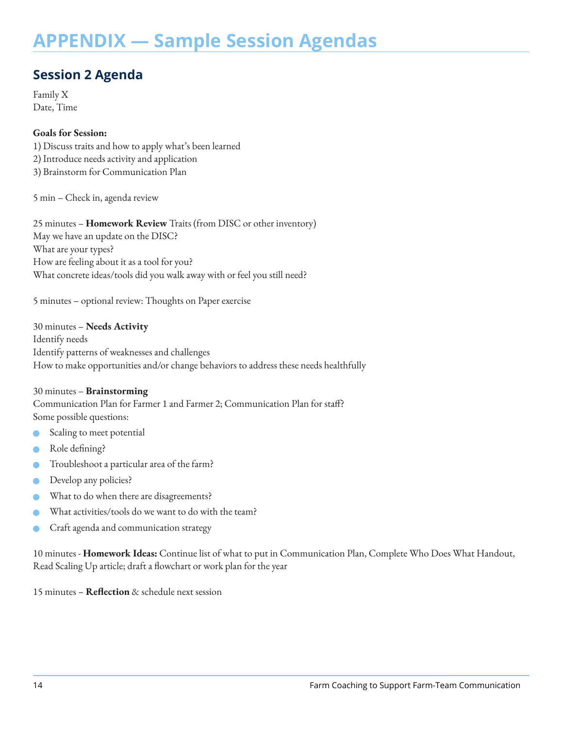# APPENDIX — Sample Session Agendas

## Session 2 Agenda

Family X
Date, Time

**Goals for Session:**
1) Discuss traits and how to apply what's been learned
2) Introduce needs activity and application
3) Brainstorm for Communication Plan

5 min – Check in, agenda review

25 minutes – **Homework Review** Traits (from DISC or other inventory)
May we have an update on the DISC?
What are your types?
How are feeling about it as a tool for you?
What concrete ideas/tools did you walk away with or feel you still need?

5 minutes – optional review: Thoughts on Paper exercise

30 minutes – **Needs Activity**
Identify needs
Identify patterns of weaknesses and challenges
How to make opportunities and/or change behaviors to address these needs healthfully

30 minutes – **Brainstorming**
Communication Plan for Farmer 1 and Farmer 2; Communication Plan for staff?
Some possible questions:

- Scaling to meet potential
- Role defining?
- Troubleshoot a particular area of the farm?
- Develop any policies?
- What to do when there are disagreements?
- What activities/tools do we want to do with the team?
- Craft agenda and communication strategy

10 minutes - **Homework Ideas:** Continue list of what to put in Communication Plan, Complete Who Does What Handout, Read Scaling Up article; draft a flowchart or work plan for the year

15 minutes – **Reflection** & schedule next session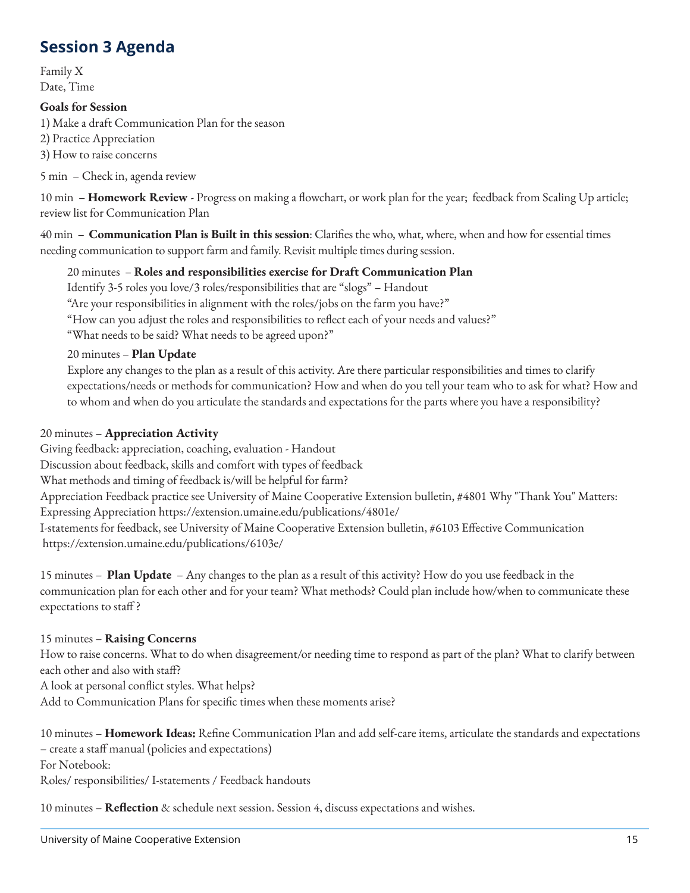## Session 3 Agenda

Family X
Date, Time

**Goals for Session**

1) Make a draft Communication Plan for the season
2) Practice Appreciation
3) How to raise concerns

5 min – Check in, agenda review

10 min – **Homework Review** - Progress on making a flowchart, or work plan for the year; feedback from Scaling Up article; review list for Communication Plan

40 min – **Communication Plan is Built in this session**: Clarifies the who, what, where, when and how for essential times needing communication to support farm and family. Revisit multiple times during session.

> 20 minutes – **Roles and responsibilities exercise for Draft Communication Plan**
> Identify 3-5 roles you love/3 roles/responsibilities that are "slogs" – Handout
> "Are your responsibilities in alignment with the roles/jobs on the farm you have?"
> "How can you adjust the roles and responsibilities to reflect each of your needs and values?"
> "What needs to be said? What needs to be agreed upon?"
>
> 20 minutes – **Plan Update**
> Explore any changes to the plan as a result of this activity. Are there particular responsibilities and times to clarify expectations/needs or methods for communication? How and when do you tell your team who to ask for what? How and to whom and when do you articulate the standards and expectations for the parts where you have a responsibility?

20 minutes – **Appreciation Activity**
Giving feedback: appreciation, coaching, evaluation - Handout
Discussion about feedback, skills and comfort with types of feedback
What methods and timing of feedback is/will be helpful for farm?
Appreciation Feedback practice see University of Maine Cooperative Extension bulletin, #4801 Why "Thank You" Matters: Expressing Appreciation https://extension.umaine.edu/publications/4801e/
I-statements for feedback, see University of Maine Cooperative Extension bulletin, #6103 Effective Communication https://extension.umaine.edu/publications/6103e/

15 minutes – **Plan Update** – Any changes to the plan as a result of this activity? How do you use feedback in the communication plan for each other and for your team? What methods? Could plan include how/when to communicate these expectations to staff ?

15 minutes – **Raising Concerns**
How to raise concerns. What to do when disagreement/or needing time to respond as part of the plan? What to clarify between each other and also with staff?
A look at personal conflict styles. What helps?
Add to Communication Plans for specific times when these moments arise?

10 minutes – **Homework Ideas:** Refine Communication Plan and add self-care items, articulate the standards and expectations – create a staff manual (policies and expectations)
For Notebook:
Roles/ responsibilities/ I-statements / Feedback handouts

10 minutes – **Reflection** & schedule next session. Session 4, discuss expectations and wishes.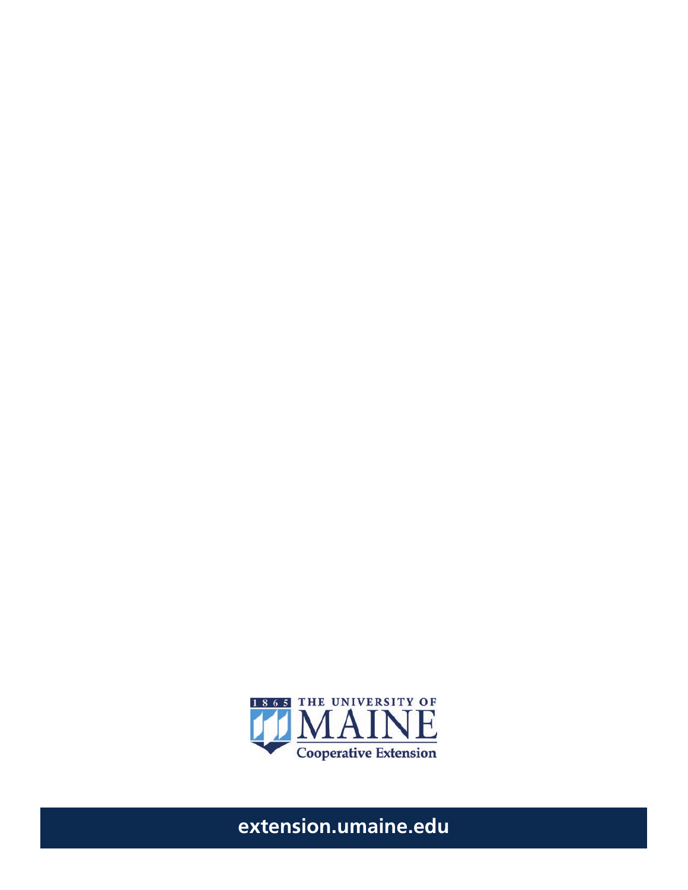1865 THE UNIVERSITY OF MAINE

Cooperative Extension

extension.umaine.edu